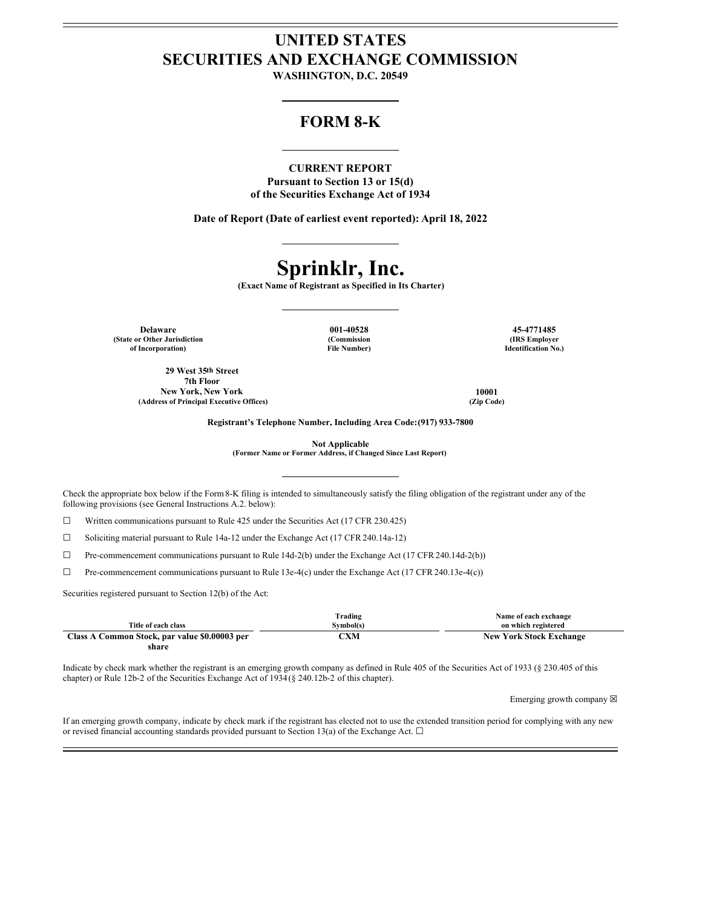# UNITED STATES
# SECURITIES AND EXCHANGE COMMISSION

**WASHINGTON, D.C. 20549**

## FORM 8-K

**CURRENT REPORT**
**Pursuant to Section 13 or 15(d)**
**of the Securities Exchange Act of 1934**

**Date of Report (Date of earliest event reported): April 18, 2022**

# Sprinklr, Inc.

**(Exact Name of Registrant as Specified in Its Charter)**

| Delaware | 001-40528 | 45-4771485 |
|---|---|---|
| (State or Other Jurisdiction of Incorporation) | (Commission File Number) | (IRS Employer Identification No.) |

| 29 West 35th Street 7th Floor New York, New York | 10001 |
|---|---|
| (Address of Principal Executive Offices) | (Zip Code) |

**Registrant's Telephone Number, Including Area Code: (917) 933-7800**

**Not Applicable**
**(Former Name or Former Address, if Changed Since Last Report)**

Check the appropriate box below if the Form 8-K filing is intended to simultaneously satisfy the filing obligation of the registrant under any of the following provisions (see General Instructions A.2. below):

☐ Written communications pursuant to Rule 425 under the Securities Act (17 CFR 230.425)

☐ Soliciting material pursuant to Rule 14a-12 under the Exchange Act (17 CFR 240.14a-12)

☐ Pre-commencement communications pursuant to Rule 14d-2(b) under the Exchange Act (17 CFR 240.14d-2(b))

☐ Pre-commencement communications pursuant to Rule 13e-4(c) under the Exchange Act (17 CFR 240.13e-4(c))

Securities registered pursuant to Section 12(b) of the Act:

| Title of each class | Trading Symbol(s) | Name of each exchange on which registered |
|---|---|---|
| **Class A Common Stock, par value $0.00003 per share** | **CXM** | **New York Stock Exchange** |

Indicate by check mark whether the registrant is an emerging growth company as defined in Rule 405 of the Securities Act of 1933 (§ 230.405 of this chapter) or Rule 12b-2 of the Securities Exchange Act of 1934 (§ 240.12b-2 of this chapter).

Emerging growth company ☒

If an emerging growth company, indicate by check mark if the registrant has elected not to use the extended transition period for complying with any new or revised financial accounting standards provided pursuant to Section 13(a) of the Exchange Act. ☐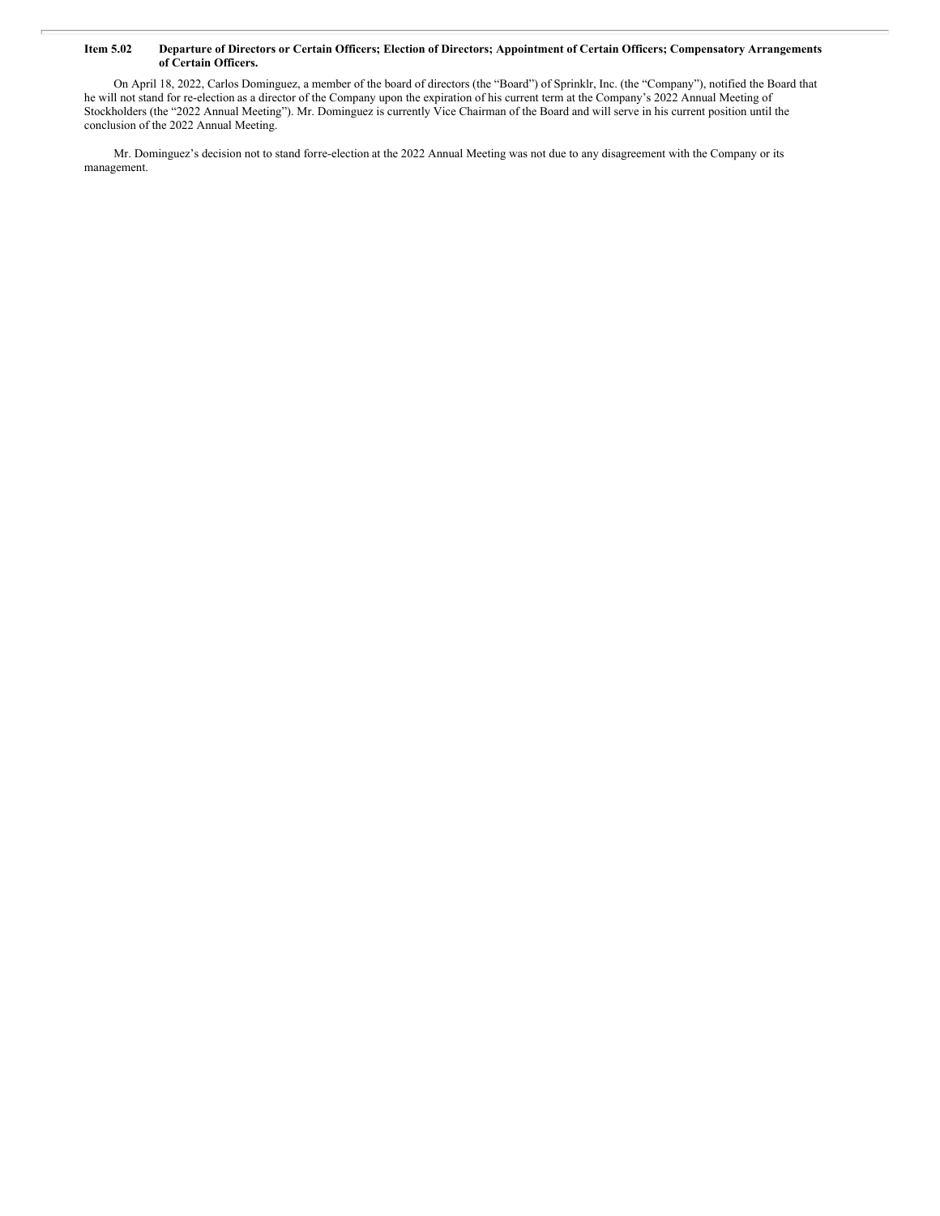**Item 5.02 Departure of Directors or Certain Officers; Election of Directors; Appointment of Certain Officers; Compensatory Arrangements of Certain Officers.**

On April 18, 2022, Carlos Dominguez, a member of the board of directors (the "Board") of Sprinklr, Inc. (the "Company"), notified the Board that he will not stand for re-election as a director of the Company upon the expiration of his current term at the Company's 2022 Annual Meeting of Stockholders (the "2022 Annual Meeting"). Mr. Dominguez is currently Vice Chairman of the Board and will serve in his current position until the conclusion of the 2022 Annual Meeting.

Mr. Dominguez's decision not to stand forre-election at the 2022 Annual Meeting was not due to any disagreement with the Company or its management.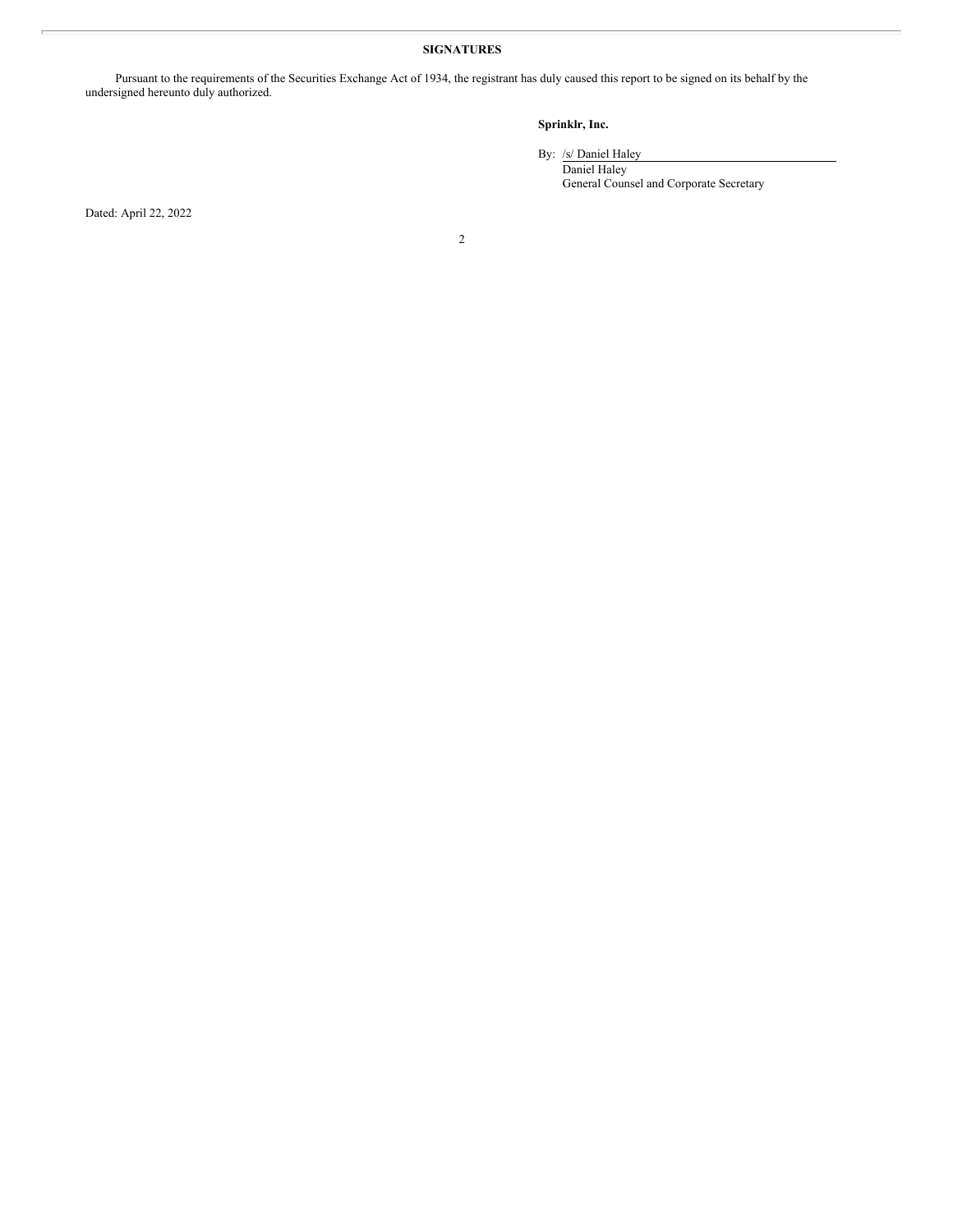**SIGNATURES**

Pursuant to the requirements of the Securities Exchange Act of 1934, the registrant has duly caused this report to be signed on its behalf by the undersigned hereunto duly authorized.

**Sprinklr, Inc.**

By: /s/ Daniel Haley
Daniel Haley
General Counsel and Corporate Secretary

Dated: April 22, 2022